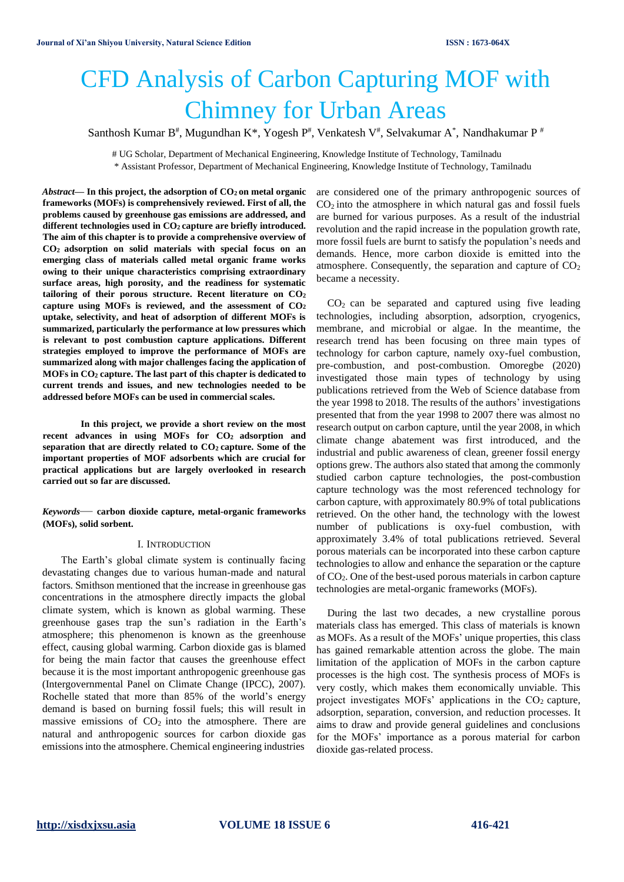# CFD Analysis of Carbon Capturing MOF with Chimney for Urban Areas

Santhosh Kumar B[#], Mugundhan K[*], Yogesh P[#], Venkatesh V[#], Selvakumar A[*], Nandhakumar P [#]

[#] UG Scholar, Department of Mechanical Engineering, Knowledge Institute of Technology, Tamilnadu

[*] Assistant Professor, Department of Mechanical Engineering, Knowledge Institute of Technology, Tamilnadu

***Abstract*— In this project, the adsorption of $CO_2$ on metal organic frameworks (MOFs) is comprehensively reviewed. First of all, the problems caused by greenhouse gas emissions are addressed, and different technologies used in $CO_2$ capture are briefly introduced. The aim of this chapter is to provide a comprehensive overview of $CO_2$ adsorption on solid materials with special focus on an emerging class of materials called metal organic frame works owing to their unique characteristics comprising extraordinary surface areas, high porosity, and the readiness for systematic tailoring of their porous structure. Recent literature on $CO_2$ capture using MOFs is reviewed, and the assessment of $CO_2$ uptake, selectivity, and heat of adsorption of different MOFs is summarized, particularly the performance at low pressures which is relevant to post combustion capture applications. Different strategies employed to improve the performance of MOFs are summarized along with major challenges facing the application of MOFs in $CO_2$ capture. The last part of this chapter is dedicated to current trends and issues, and new technologies needed to be addressed before MOFs can be used in commercial scales.**

**In this project, we provide a short review on the most recent advances in using MOFs for $CO_2$ adsorption and separation that are directly related to $CO_2$ capture. Some of the important properties of MOF adsorbents which are crucial for practical applications but are largely overlooked in research carried out so far are discussed.**

***Keywords*— carbon dioxide capture, metal-organic frameworks (MOFs), solid sorbent.**

## I. Introduction

The Earth's global climate system is continually facing devastating changes due to various human-made and natural factors. Smithson mentioned that the increase in greenhouse gas concentrations in the atmosphere directly impacts the global climate system, which is known as global warming. These greenhouse gases trap the sun's radiation in the Earth's atmosphere; this phenomenon is known as the greenhouse effect, causing global warming. Carbon dioxide gas is blamed for being the main factor that causes the greenhouse effect because it is the most important anthropogenic greenhouse gas (Intergovernmental Panel on Climate Change (IPCC), 2007). Rochelle stated that more than 85% of the world's energy demand is based on burning fossil fuels; this will result in massive emissions of $CO_2$ into the atmosphere. There are natural and anthropogenic sources for carbon dioxide gas emissions into the atmosphere. Chemical engineering industries are considered one of the primary anthropogenic sources of $CO_2$ into the atmosphere in which natural gas and fossil fuels are burned for various purposes. As a result of the industrial revolution and the rapid increase in the population growth rate, more fossil fuels are burnt to satisfy the population's needs and demands. Hence, more carbon dioxide is emitted into the atmosphere. Consequently, the separation and capture of $CO_2$ became a necessity.

$CO_2$ can be separated and captured using five leading technologies, including absorption, adsorption, cryogenics, membrane, and microbial or algae. In the meantime, the research trend has been focusing on three main types of technology for carbon capture, namely oxy-fuel combustion, pre-combustion, and post-combustion. Omoregbe (2020) investigated those main types of technology by using publications retrieved from the Web of Science database from the year 1998 to 2018. The results of the authors' investigations presented that from the year 1998 to 2007 there was almost no research output on carbon capture, until the year 2008, in which climate change abatement was first introduced, and the industrial and public awareness of clean, greener fossil energy options grew. The authors also stated that among the commonly studied carbon capture technologies, the post-combustion capture technology was the most referenced technology for carbon capture, with approximately 80.9% of total publications retrieved. On the other hand, the technology with the lowest number of publications is oxy-fuel combustion, with approximately 3.4% of total publications retrieved. Several porous materials can be incorporated into these carbon capture technologies to allow and enhance the separation or the capture of $CO_2$. One of the best-used porous materials in carbon capture technologies are metal-organic frameworks (MOFs).

During the last two decades, a new crystalline porous materials class has emerged. This class of materials is known as MOFs. As a result of the MOFs' unique properties, this class has gained remarkable attention across the globe. The main limitation of the application of MOFs in the carbon capture processes is the high cost. The synthesis process of MOFs is very costly, which makes them economically unviable. This project investigates MOFs' applications in the $CO_2$ capture, adsorption, separation, conversion, and reduction processes. It aims to draw and provide general guidelines and conclusions for the MOFs' importance as a porous material for carbon dioxide gas-related process.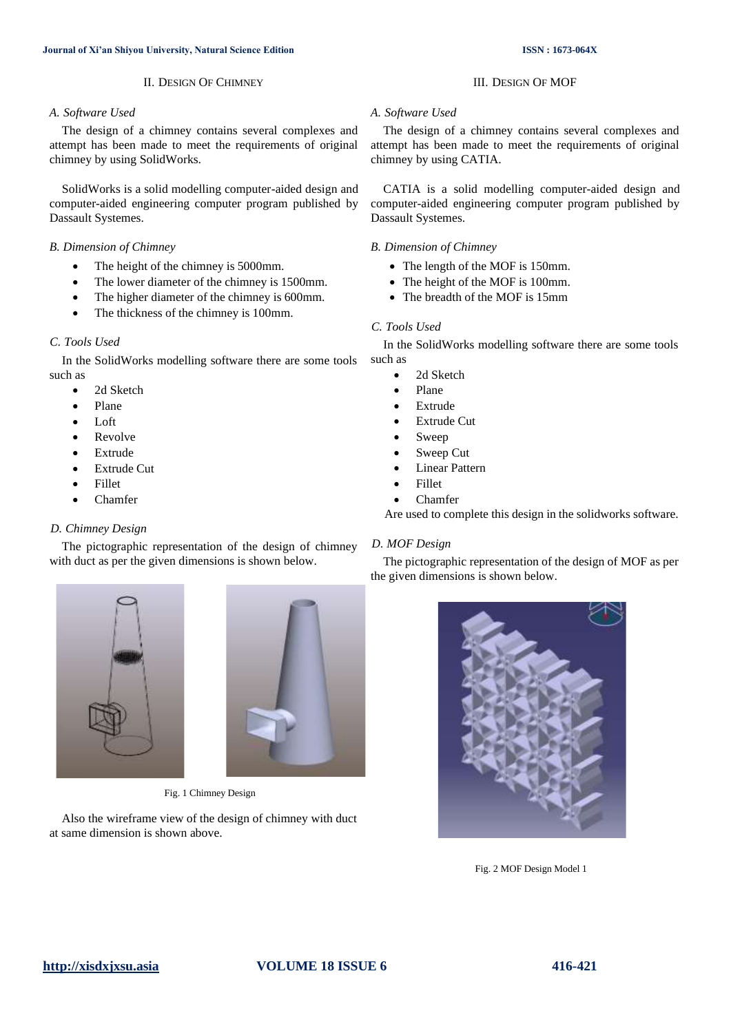## II. Design Of Chimney

### A. Software Used

The design of a chimney contains several complexes and attempt has been made to meet the requirements of original chimney by using SolidWorks.

SolidWorks is a solid modelling computer-aided design and computer-aided engineering computer program published by Dassault Systemes.

### B. Dimension of Chimney

- The height of the chimney is 5000mm.
- The lower diameter of the chimney is 1500mm.
- The higher diameter of the chimney is 600mm.
- The thickness of the chimney is 100mm.

### C. Tools Used

In the SolidWorks modelling software there are some tools such as

- 2d Sketch
- Plane
- Loft
- Revolve
- Extrude
- Extrude Cut
- Fillet
- Chamfer

### D. Chimney Design

The pictographic representation of the design of chimney with duct as per the given dimensions is shown below.

Fig. 1 Chimney Design

Also the wireframe view of the design of chimney with duct at same dimension is shown above.

## III. Design Of MOF

### A. Software Used

The design of a chimney contains several complexes and attempt has been made to meet the requirements of original chimney by using CATIA.

CATIA is a solid modelling computer-aided design and computer-aided engineering computer program published by Dassault Systemes.

### B. Dimension of Chimney

- The length of the MOF is 150mm.
- The height of the MOF is 100mm.
- The breadth of the MOF is 15mm

### C. Tools Used

In the SolidWorks modelling software there are some tools such as

- 2d Sketch
- Plane
- Extrude
- Extrude Cut
- Sweep
- Sweep Cut
- Linear Pattern
- Fillet
- Chamfer

Are used to complete this design in the solidworks software.

### D. MOF Design

The pictographic representation of the design of MOF as per the given dimensions is shown below.

Fig. 2 MOF Design Model 1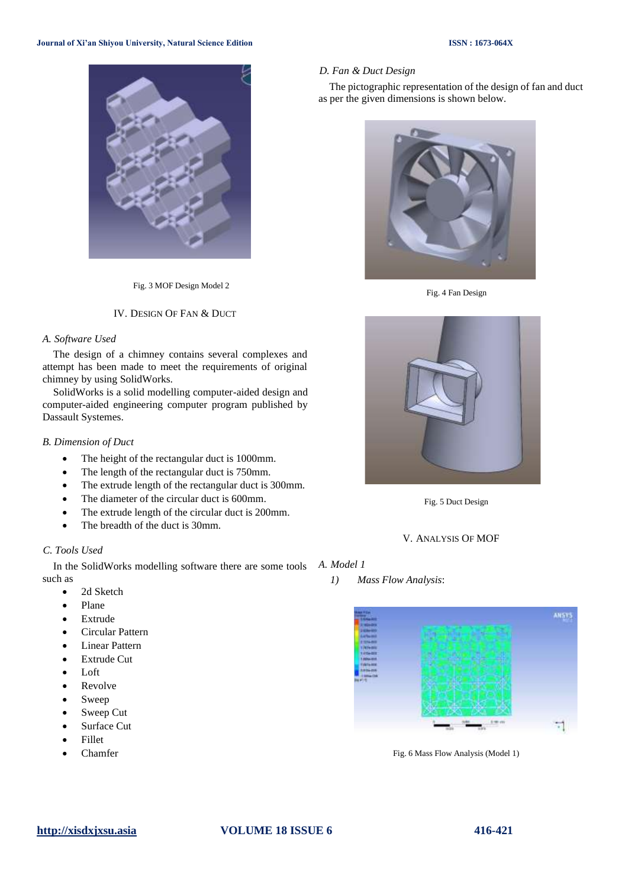Fig. 3 MOF Design Model 2

## IV. Design Of Fan & Duct

### A. Software Used

The design of a chimney contains several complexes and attempt has been made to meet the requirements of original chimney by using SolidWorks.

SolidWorks is a solid modelling computer-aided design and computer-aided engineering computer program published by Dassault Systemes.

### B. Dimension of Duct

- The height of the rectangular duct is 1000mm.
- The length of the rectangular duct is 750mm.
- The extrude length of the rectangular duct is 300mm.
- The diameter of the circular duct is 600mm.
- The extrude length of the circular duct is 200mm.
- The breadth of the duct is 30mm.

### C. Tools Used

In the SolidWorks modelling software there are some tools such as

- 2d Sketch
- Plane
- Extrude
- Circular Pattern
- Linear Pattern
- Extrude Cut
- Loft
- Revolve
- Sweep
- Sweep Cut
- Surface Cut
- Fillet
- Chamfer

### D. Fan & Duct Design

The pictographic representation of the design of fan and duct as per the given dimensions is shown below.

Fig. 4 Fan Design

Fig. 5 Duct Design

## V. Analysis Of MOF

### A. Model 1

*1) Mass Flow Analysis*:

Fig. 6 Mass Flow Analysis (Model 1)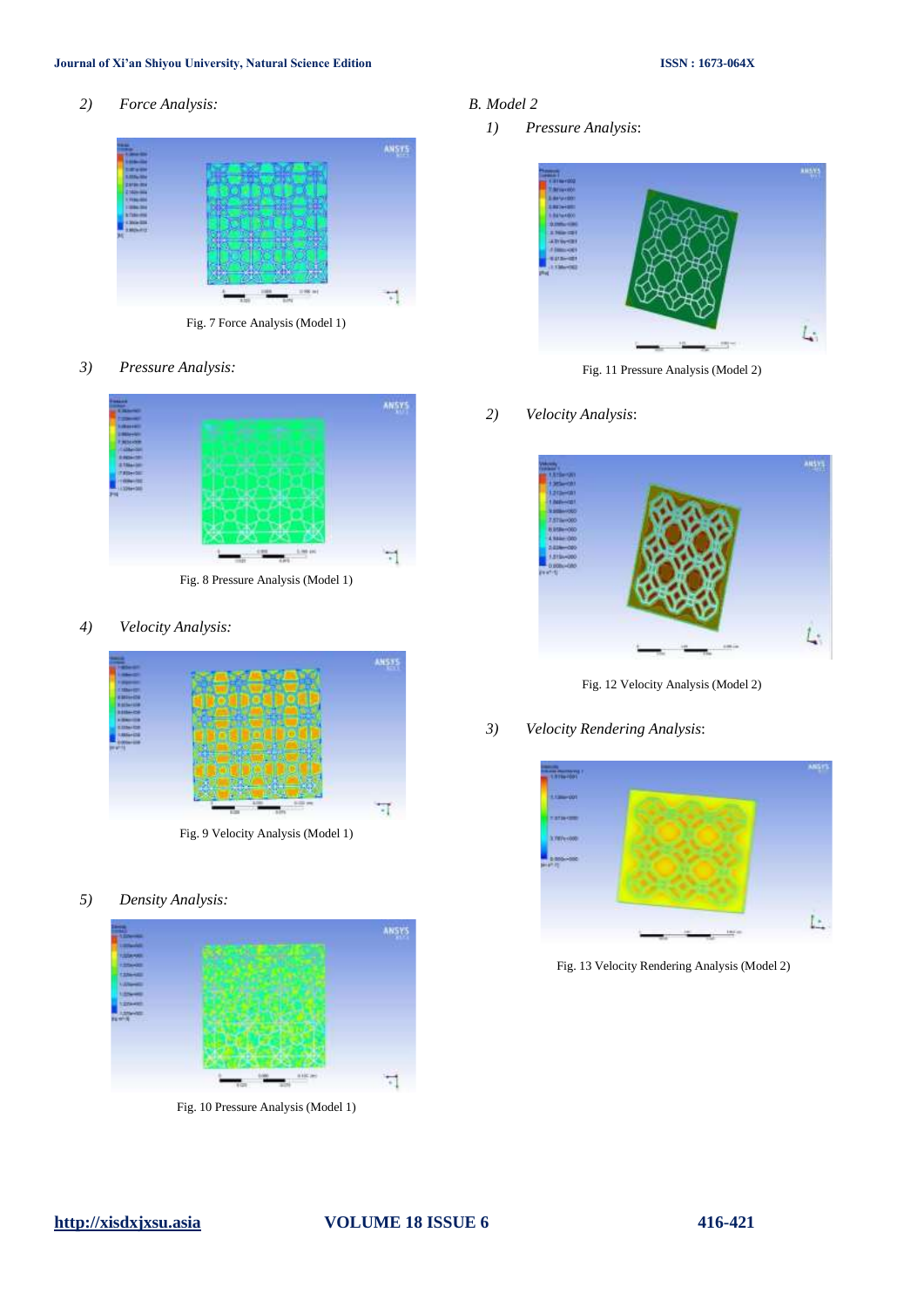2) *Force Analysis:*

Fig. 7 Force Analysis (Model 1)

3) *Pressure Analysis:*

Fig. 8 Pressure Analysis (Model 1)

4) *Velocity Analysis:*

Fig. 9 Velocity Analysis (Model 1)

5) *Density Analysis:*

Fig. 10 Pressure Analysis (Model 1)

*B. Model 2*

1) *Pressure Analysis*:

Fig. 11 Pressure Analysis (Model 2)

2) *Velocity Analysis*:

Fig. 12 Velocity Analysis (Model 2)

3) *Velocity Rendering Analysis*:

Fig. 13 Velocity Rendering Analysis (Model 2)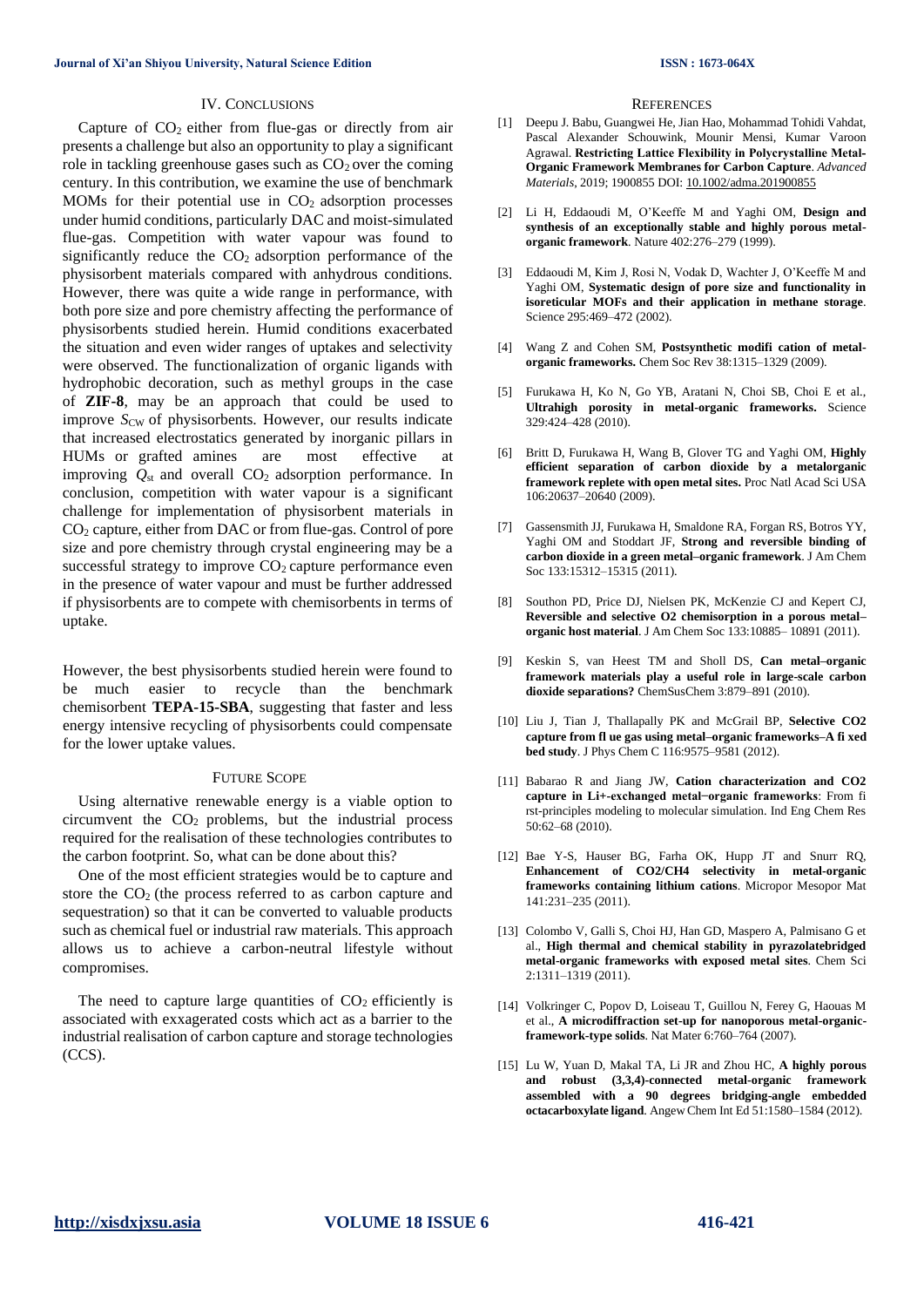## IV. Conclusions

Capture of $CO_2$ either from flue-gas or directly from air presents a challenge but also an opportunity to play a significant role in tackling greenhouse gases such as $CO_2$ over the coming century. In this contribution, we examine the use of benchmark MOMs for their potential use in $CO_2$ adsorption processes under humid conditions, particularly DAC and moist-simulated flue-gas. Competition with water vapour was found to significantly reduce the $CO_2$ adsorption performance of the physisorbent materials compared with anhydrous conditions. However, there was quite a wide range in performance, with both pore size and pore chemistry affecting the performance of physisorbents studied herein. Humid conditions exacerbated the situation and even wider ranges of uptakes and selectivity were observed. The functionalization of organic ligands with hydrophobic decoration, such as methyl groups in the case of **ZIF-8**, may be an approach that could be used to improve $S_{CW}$ of physisorbents. However, our results indicate that increased electrostatics generated by inorganic pillars in HUMs or grafted amines are most effective at improving $Q_{st}$ and overall $CO_2$ adsorption performance. In conclusion, competition with water vapour is a significant challenge for implementation of physisorbent materials in $CO_2$ capture, either from DAC or from flue-gas. Control of pore size and pore chemistry through crystal engineering may be a successful strategy to improve $CO_2$ capture performance even in the presence of water vapour and must be further addressed if physisorbents are to compete with chemisorbents in terms of uptake.

However, the best physisorbents studied herein were found to be much easier to recycle than the benchmark chemisorbent **TEPA-15-SBA**, suggesting that faster and less energy intensive recycling of physisorbents could compensate for the lower uptake values.

## Future Scope

Using alternative renewable energy is a viable option to circumvent the $CO_2$ problems, but the industrial process required for the realisation of these technologies contributes to the carbon footprint. So, what can be done about this?

One of the most efficient strategies would be to capture and store the $CO_2$ (the process referred to as carbon capture and sequestration) so that it can be converted to valuable products such as chemical fuel or industrial raw materials. This approach allows us to achieve a carbon-neutral lifestyle without compromises.

The need to capture large quantities of $CO_2$ efficiently is associated with exxagerated costs which act as a barrier to the industrial realisation of carbon capture and storage technologies (CCS).

## References

[1] Deepu J. Babu, Guangwei He, Jian Hao, Mohammad Tohidi Vahdat, Pascal Alexander Schouwink, Mounir Mensi, Kumar Varoon Agrawal. **Restricting Lattice Flexibility in Polycrystalline Metal-Organic Framework Membranes for Carbon Capture**. *Advanced Materials*, 2019; 1900855 DOI: 10.1002/adma.201900855

[2] Li H, Eddaoudi M, O'Keeffe M and Yaghi OM, **Design and synthesis of an exceptionally stable and highly porous metal-organic framework**. Nature 402:276–279 (1999).

[3] Eddaoudi M, Kim J, Rosi N, Vodak D, Wachter J, O'Keeffe M and Yaghi OM, **Systematic design of pore size and functionality in isoreticular MOFs and their application in methane storage**. Science 295:469–472 (2002).

[4] Wang Z and Cohen SM, **Postsynthetic modifi cation of metal-organic frameworks.** Chem Soc Rev 38:1315–1329 (2009).

[5] Furukawa H, Ko N, Go YB, Aratani N, Choi SB, Choi E et al., **Ultrahigh porosity in metal-organic frameworks.** Science 329:424–428 (2010).

[6] Britt D, Furukawa H, Wang B, Glover TG and Yaghi OM, **Highly efficient separation of carbon dioxide by a metalorganic framework replete with open metal sites.** Proc Natl Acad Sci USA 106:20637–20640 (2009).

[7] Gassensmith JJ, Furukawa H, Smaldone RA, Forgan RS, Botros YY, Yaghi OM and Stoddart JF, **Strong and reversible binding of carbon dioxide in a green metal–organic framework**. J Am Chem Soc 133:15312–15315 (2011).

[8] Southon PD, Price DJ, Nielsen PK, McKenzie CJ and Kepert CJ, **Reversible and selective O2 chemisorption in a porous metal–organic host material**. J Am Chem Soc 133:10885– 10891 (2011).

[9] Keskin S, van Heest TM and Sholl DS, **Can metal–organic framework materials play a useful role in large-scale carbon dioxide separations?** ChemSusChem 3:879–891 (2010).

[10] Liu J, Tian J, Thallapally PK and McGrail BP, **Selective CO2 capture from fl ue gas using metal–organic frameworks–A fi xed bed study**. J Phys Chem C 116:9575–9581 (2012).

[11] Babarao R and Jiang JW, **Cation characterization and CO2 capture in Li+-exchanged metal−organic frameworks**: From fi rst-principles modeling to molecular simulation. Ind Eng Chem Res 50:62–68 (2010).

[12] Bae Y-S, Hauser BG, Farha OK, Hupp JT and Snurr RQ, **Enhancement of CO2/CH4 selectivity in metal-organic frameworks containing lithium cations**. Micropor Mesopor Mat 141:231–235 (2011).

[13] Colombo V, Galli S, Choi HJ, Han GD, Maspero A, Palmisano G et al., **High thermal and chemical stability in pyrazolatebridged metal-organic frameworks with exposed metal sites**. Chem Sci 2:1311–1319 (2011).

[14] Volkringer C, Popov D, Loiseau T, Guillou N, Ferey G, Haouas M et al., **A microdiffraction set-up for nanoporous metal-organic-framework-type solids**. Nat Mater 6:760–764 (2007).

[15] Lu W, Yuan D, Makal TA, Li JR and Zhou HC, **A highly porous and robust (3,3,4)-connected metal-organic framework assembled with a 90 degrees bridging-angle embedded octacarboxylate ligand**. Angew Chem Int Ed 51:1580–1584 (2012).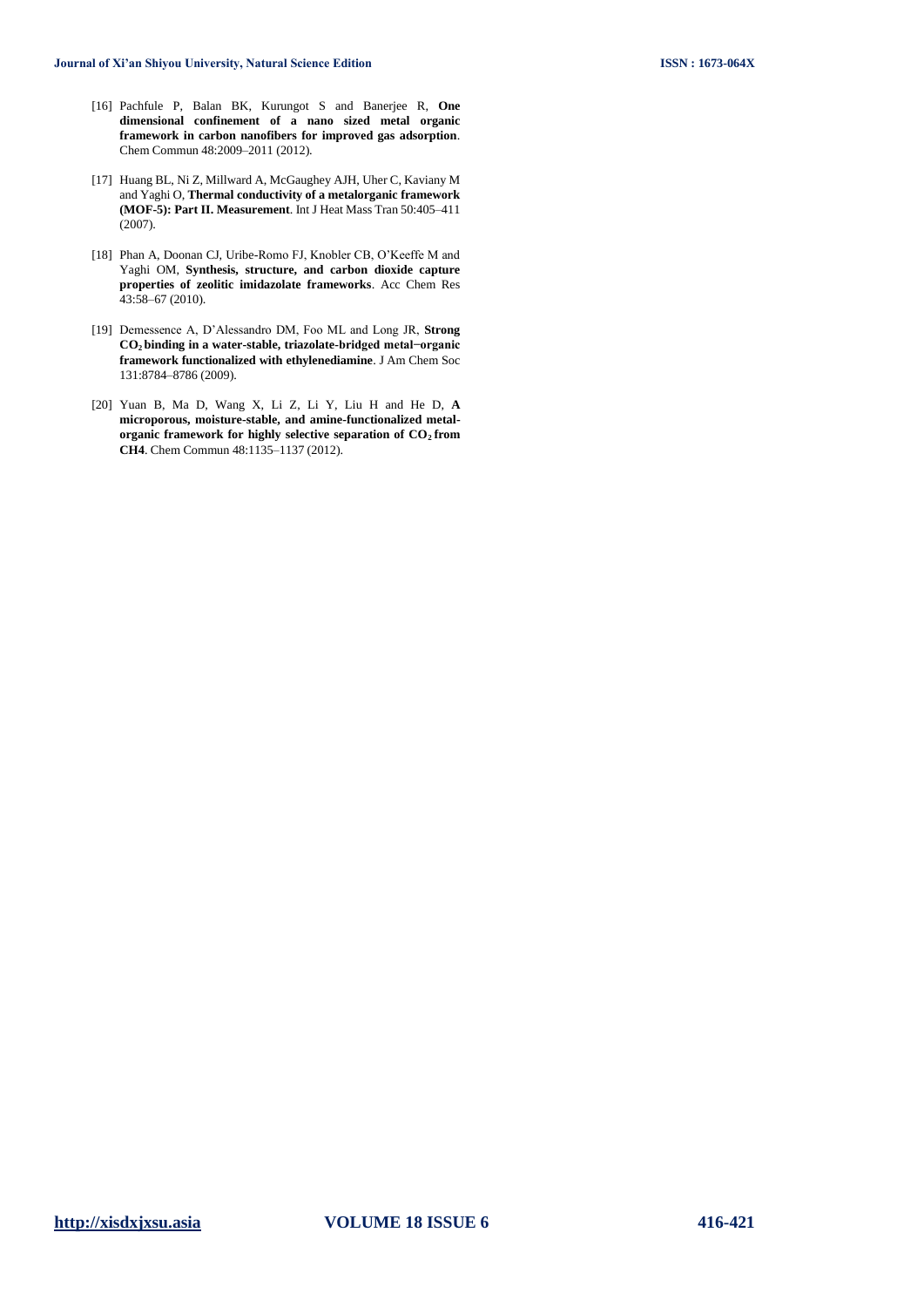[16] Pachfule P, Balan BK, Kurungot S and Banerjee R, **One dimensional confinement of a nano sized metal organic framework in carbon nanofibers for improved gas adsorption**. Chem Commun 48:2009–2011 (2012).

[17] Huang BL, Ni Z, Millward A, McGaughey AJH, Uher C, Kaviany M and Yaghi O, **Thermal conductivity of a metalorganic framework (MOF-5): Part II. Measurement**. Int J Heat Mass Tran 50:405–411 (2007).

[18] Phan A, Doonan CJ, Uribe-Romo FJ, Knobler CB, O'Keeffe M and Yaghi OM, **Synthesis, structure, and carbon dioxide capture properties of zeolitic imidazolate frameworks**. Acc Chem Res 43:58–67 (2010).

[19] Demessence A, D'Alessandro DM, Foo ML and Long JR, **Strong $CO_2$ binding in a water-stable, triazolate-bridged metal−organic framework functionalized with ethylenediamine**. J Am Chem Soc 131:8784–8786 (2009).

[20] Yuan B, Ma D, Wang X, Li Z, Li Y, Liu H and He D, **A microporous, moisture-stable, and amine-functionalized metal-organic framework for highly selective separation of $CO_2$ from CH4**. Chem Commun 48:1135–1137 (2012).